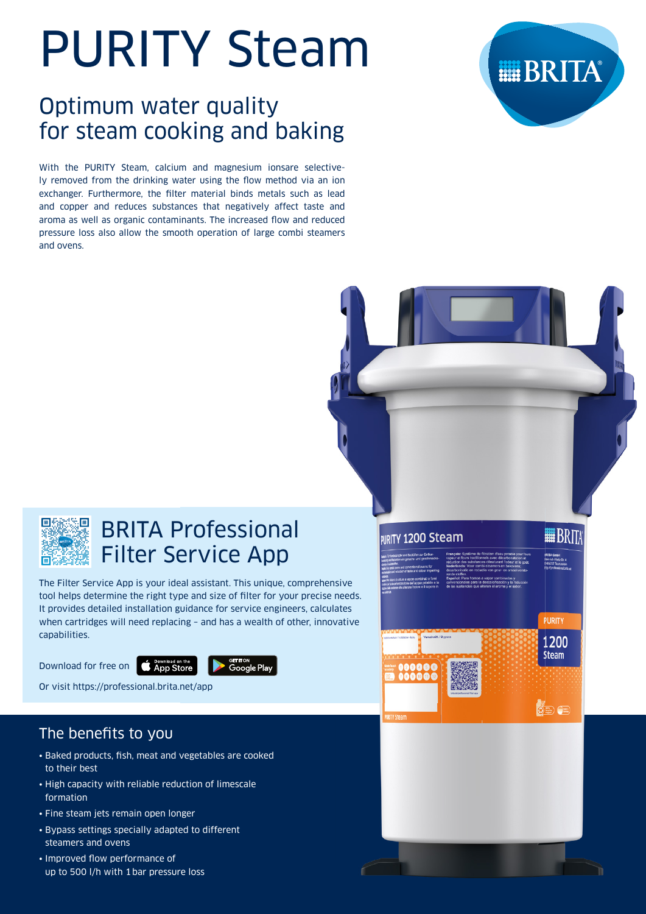# PURITY Steam

## Optimum water quality for steam cooking and baking

With the PURITY Steam, calcium and magnesium ionsare selectively removed from the drinking water using the flow method via an ion exchanger. Furthermore, the filter material binds metals such as lead and copper and reduces substances that negatively affect taste and aroma as well as organic contaminants. The increased flow and reduced pressure loss also allow the smooth operation of large combi steamers and ovens.

## BRITA Professional Filter Service App

The Filter Service App is your ideal assistant. This unique, comprehensive tool helps determine the right type and size of filter for your precise needs. It provides detailed installation guidance for service engineers, calculates when cartridges will need replacing – and has a wealth of other, innovative capabilities.

Download for free on App Store / Google Play

Or visit https://professional.brita.net/app

## The benefits to you

- Baked products, fish, meat and vegetables are cooked to their best
- High capacity with reliable reduction of limescale formation
- Fine steam jets remain open longer
- Bypass settings specially adapted to different steamers and ovens
- Improved flow performance of up to 500 l/h with 1 bar pressure loss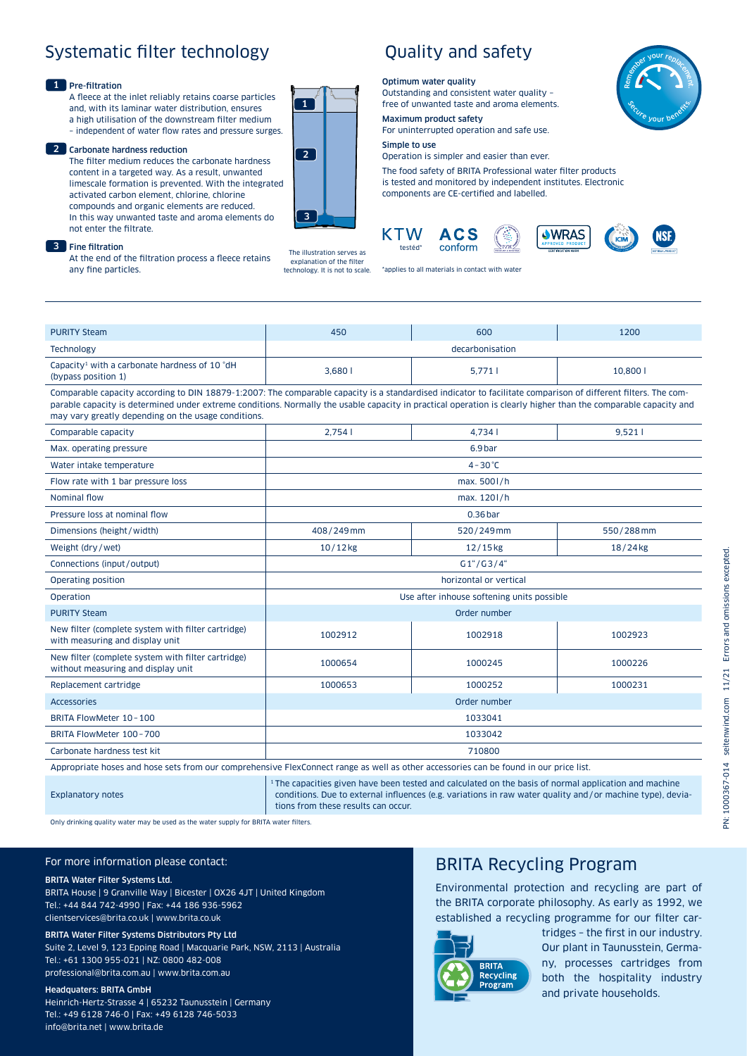## Systematic filter technology

**1 Pre-filtration**
A fleece at the inlet reliably retains coarse particles and, with its laminar water distribution, ensures a high utilisation of the downstream filter medium – independent of water flow rates and pressure surges.

**2 Carbonate hardness reduction**
The filter medium reduces the carbonate hardness content in a targeted way. As a result, unwanted limescale formation is prevented. With the integrated activated carbon element, chlorine, chlorine compounds and organic elements are reduced. In this way unwanted taste and aroma elements do not enter the filtrate.

**3 Fine filtration**
At the end of the filtration process a fleece retains any fine particles.

The illustration serves as explanation of the filter technology. It is not to scale.

## Quality and safety

**Optimum water quality**
Outstanding and consistent water quality – free of unwanted taste and aroma elements.

**Maximum product safety**
For uninterrupted operation and safe use.

**Simple to use**
Operation is simpler and easier than ever.

The food safety of BRITA Professional water filter products is tested and monitored by independent institutes. Electronic components are CE-certified and labelled.

Remember your replacement. Secure your benefits.

KTW tested* ACS conform WRAS ICIM NSF

*applies to all materials in contact with water

| PURITY Steam | 450 | 600 | 1200 |
|---|---|---|---|
| Technology | decarbonisation | | |
| Capacity[1] with a carbonate hardness of 10 °dH (bypass position 1) | 3,680 l | 5,771 l | 10,800 l |
| Comparable capacity according to DIN 18879-1:2007: The comparable capacity is a standardised indicator to facilitate comparison of different filters. The comparable capacity is determined under extreme conditions. Normally the usable capacity in practical operation is clearly higher than the comparable capacity and may vary greatly depending on the usage conditions. | | | |
| Comparable capacity | 2,754 l | 4,734 l | 9,521 l |
| Max. operating pressure | 6.9 bar | | |
| Water intake temperature | 4 – 30 °C | | |
| Flow rate with 1 bar pressure loss | max. 500 l/h | | |
| Nominal flow | max. 120 l/h | | |
| Pressure loss at nominal flow | 0.36 bar | | |
| Dimensions (height/width) | 408/249 mm | 520/249 mm | 550/288 mm |
| Weight (dry/wet) | 10/12 kg | 12/15 kg | 18/24 kg |
| Connections (input/output) | G1"/G3/4" | | |
| Operating position | horizontal or vertical | | |
| Operation | Use after inhouse softening units possible | | |
| PURITY Steam | Order number | | |
| New filter (complete system with filter cartridge) with measuring and display unit | 1002912 | 1002918 | 1002923 |
| New filter (complete system with filter cartridge) without measuring and display unit | 1000654 | 1000245 | 1000226 |
| Replacement cartridge | 1000653 | 1000252 | 1000231 |
| Accessories | Order number | | |
| BRITA FlowMeter 10 – 100 | 1033041 | | |
| BRITA FlowMeter 100 – 700 | 1033042 | | |
| Carbonate hardness test kit | 710800 | | |
| Appropriate hoses and hose sets from our comprehensive FlexConnect range as well as other accessories can be found in our price list. | | | |
| Explanatory notes | [1] The capacities given have been tested and calculated on the basis of normal application and machine conditions. Due to external influences (e.g. variations in raw water quality and/or machine type), deviations from these results can occur. | | |

Only drinking quality water may be used as the water supply for BRITA water filters.

For more information please contact:

**BRITA Water Filter Systems Ltd.**
BRITA House | 9 Granville Way | Bicester | OX26 4JT | United Kingdom
Tel.: +44 844 742-4990 | Fax: +44 186 936-5962
clientservices@brita.co.uk | www.brita.co.uk

**BRITA Water Filter Systems Distributors Pty Ltd**
Suite 2, Level 9, 123 Epping Road | Macquarie Park, NSW, 2113 | Australia
Tel.: +61 1300 955-021 | NZ: 0800 482-008
professional@brita.com.au | www.brita.com.au

**Headquaters: BRITA GmbH**
Heinrich-Hertz-Strasse 4 | 65232 Taunusstein | Germany
Tel.: +49 6128 746-0 | Fax: +49 6128 746-5033
info@brita.net | www.brita.de

## BRITA Recycling Program

Environmental protection and recycling are part of the BRITA corporate philosophy. As early as 1992, we established a recycling programme for our filter cartridges – the first in our industry. Our plant in Taunusstein, Germany, processes cartridges from both the hospitality industry and private households.

BRITA Recycling Program

PN: 1000367-014 seitenwind.com 11/21 Errors and omissions excepted.